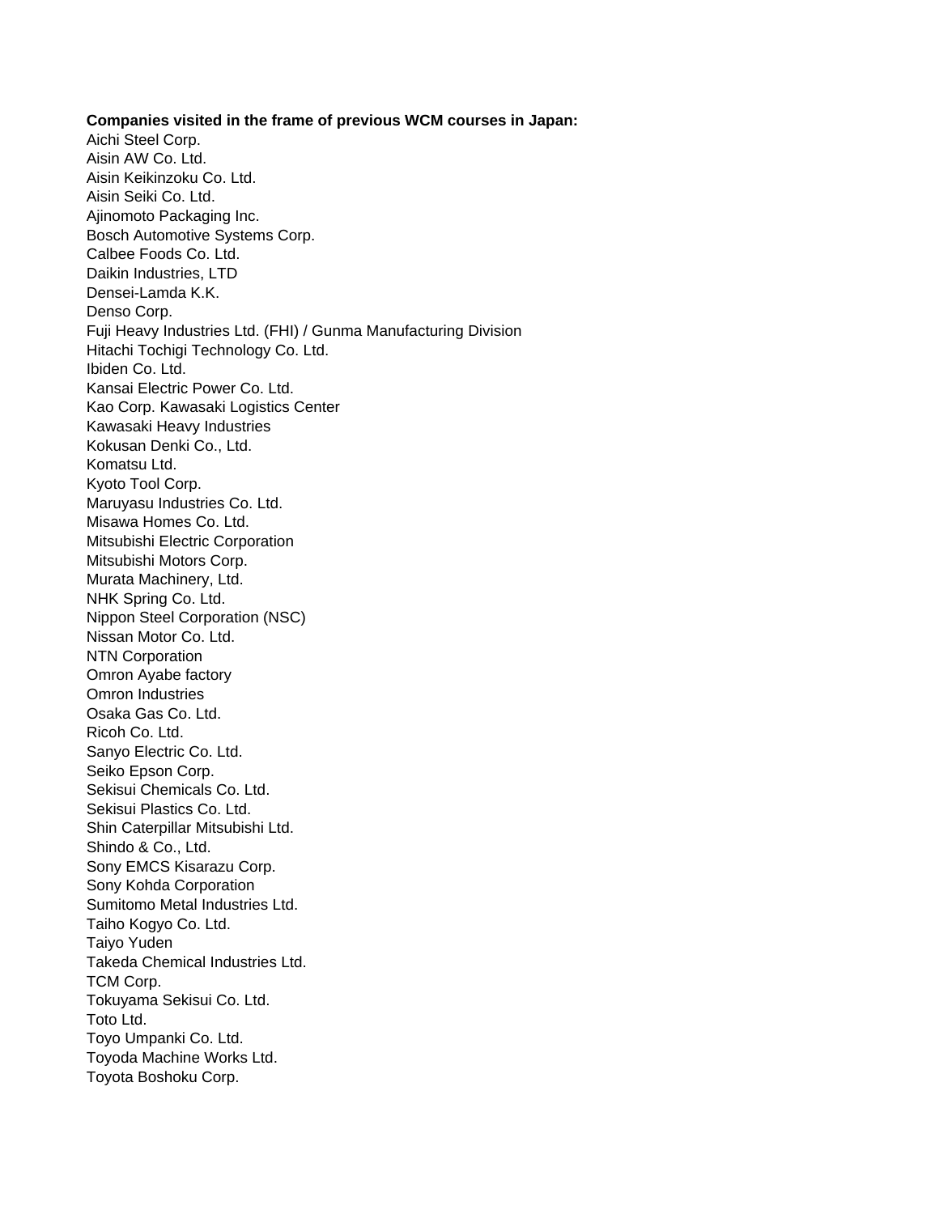**Companies visited in the frame of previous WCM courses in Japan:**

Aichi Steel Corp.
Aisin AW Co. Ltd.
Aisin Keikinzoku Co. Ltd.
Aisin Seiki Co. Ltd.
Ajinomoto Packaging Inc.
Bosch Automotive Systems Corp.
Calbee Foods Co. Ltd.
Daikin Industries, LTD
Densei-Lamda K.K.
Denso Corp.
Fuji Heavy Industries Ltd. (FHI) / Gunma Manufacturing Division
Hitachi Tochigi Technology Co. Ltd.
Ibiden Co. Ltd.
Kansai Electric Power Co. Ltd.
Kao Corp. Kawasaki Logistics Center
Kawasaki Heavy Industries
Kokusan Denki Co., Ltd.
Komatsu Ltd.
Kyoto Tool Corp.
Maruyasu Industries Co. Ltd.
Misawa Homes Co. Ltd.
Mitsubishi Electric Corporation
Mitsubishi Motors Corp.
Murata Machinery, Ltd.
NHK Spring Co. Ltd.
Nippon Steel Corporation (NSC)
Nissan Motor Co. Ltd.
NTN Corporation
Omron Ayabe factory
Omron Industries
Osaka Gas Co. Ltd.
Ricoh Co. Ltd.
Sanyo Electric Co. Ltd.
Seiko Epson Corp.
Sekisui Chemicals Co. Ltd.
Sekisui Plastics Co. Ltd.
Shin Caterpillar Mitsubishi Ltd.
Shindo & Co., Ltd.
Sony EMCS Kisarazu Corp.
Sony Kohda Corporation
Sumitomo Metal Industries Ltd.
Taiho Kogyo Co. Ltd.
Taiyo Yuden
Takeda Chemical Industries Ltd.
TCM Corp.
Tokuyama Sekisui Co. Ltd.
Toto Ltd.
Toyo Umpanki Co. Ltd.
Toyoda Machine Works Ltd.
Toyota Boshoku Corp.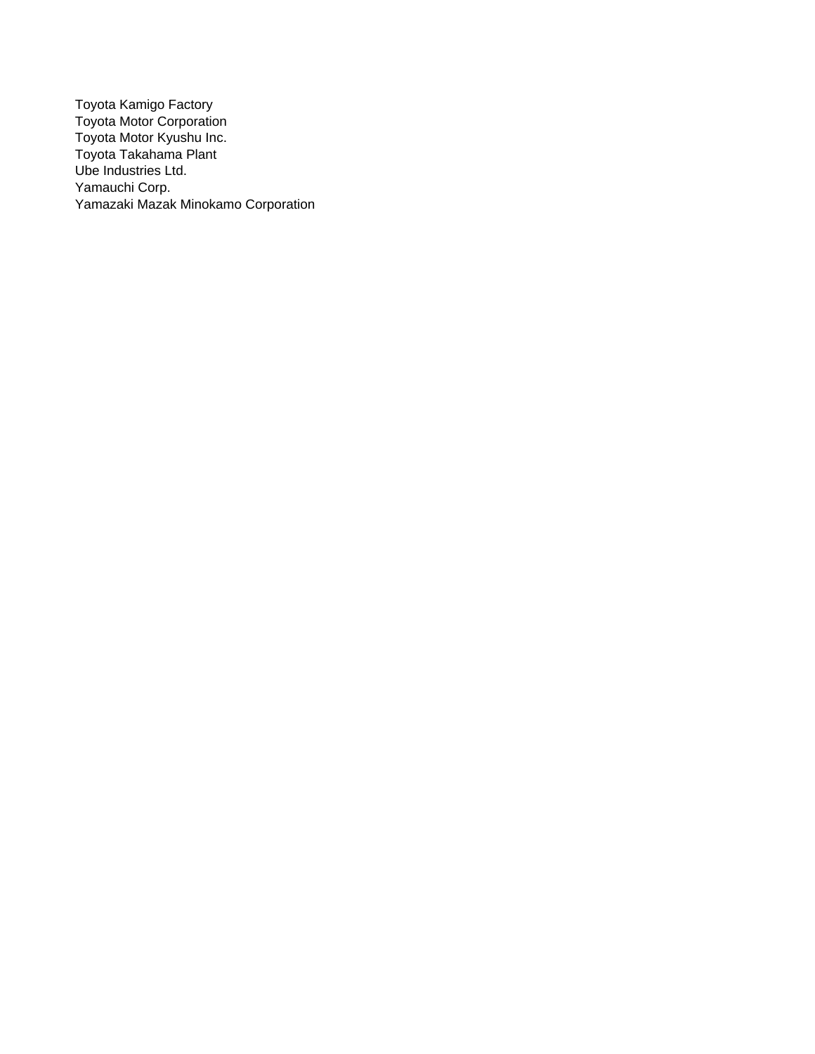Toyota Kamigo Factory
Toyota Motor Corporation
Toyota Motor Kyushu Inc.
Toyota Takahama Plant
Ube Industries Ltd.
Yamauchi Corp.
Yamazaki Mazak Minokamo Corporation